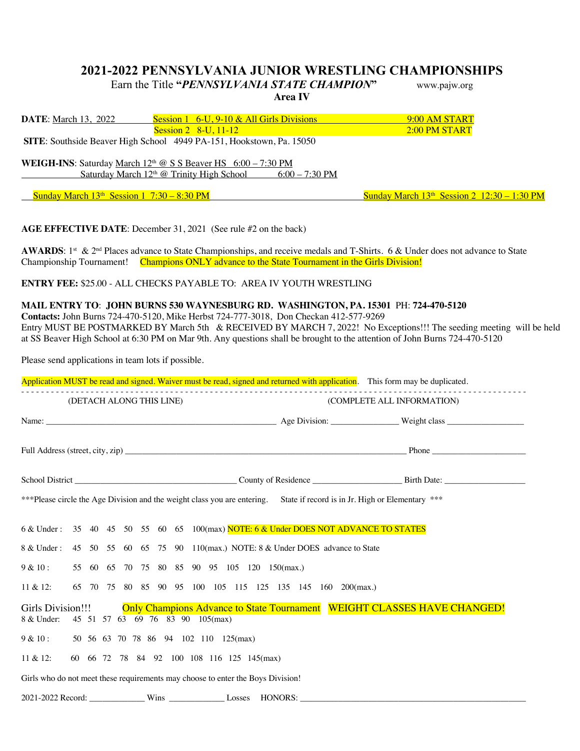# 2021-2022 PENNSYLVANIA JUNIOR WRESTLING CHAMPIONSHIPS

Earn the Title "***PENNSYLVANIA STATE CHAMPION***" www.pajw.org

**Area IV**

**DATE**: March 13, 2022 Session 1 6-U, 9-10 & All Girls Divisions 9:00 AM START
Session 2 8-U, 11-12 2:00 PM START

**SITE**: Southside Beaver High School 4949 PA-151, Hookstown, Pa. 15050

**WEIGH-INS**: Saturday March 12th @ S S Beaver HS 6:00 – 7:30 PM
Saturday March 12th @ Trinity High School 6:00 – 7:30 PM

Sunday March 13th Session 1 7:30 – 8:30 PM Sunday March 13th Session 2 12:30 – 1:30 PM

**AGE EFFECTIVE DATE**: December 31, 2021 (See rule #2 on the back)

**AWARDS**: 1st & 2nd Places advance to State Championships, and receive medals and T-Shirts. 6 & Under does not advance to State Championship Tournament! Champions ONLY advance to the State Tournament in the Girls Division!

**ENTRY FEE:** $25.00 - ALL CHECKS PAYABLE TO: AREA IV YOUTH WRESTLING

**MAIL ENTRY TO**: **JOHN BURNS 530 WAYNESBURG RD. WASHINGTON, PA. 15301** PH: **724-470-5120**
**Contacts:** John Burns 724-470-5120, Mike Herbst 724-777-3018, Don Checkan 412-577-9269
Entry MUST BE POSTMARKED BY March 5th & RECEIVED BY MARCH 7, 2022! No Exceptions!!! The seeding meeting will be held at SS Beaver High School at 6:30 PM on Mar 9th. Any questions shall be brought to the attention of John Burns 724-470-5120

Please send applications in team lots if possible.

Application MUST be read and signed. Waiver must be read, signed and returned with application. This form may be duplicated.

- - - - - - - - - - - - - - - - - - - - - - - - - - - - - - - - - - - - - - - -

(DETACH ALONG THIS LINE) (COMPLETE ALL INFORMATION)

Name: ______________________________ Age Division: ____________ Weight class ______________

Full Address (street, city, zip) ______________________________________ Phone ________________

School District ________________________ County of Residence ______________ Birth Date: ______________

***Please circle the Age Division and the weight class you are entering. State if record is in Jr. High or Elementary ***

6 & Under : 35 40 45 50 55 60 65 100(max) NOTE: 6 & Under DOES NOT ADVANCE TO STATES

8 & Under : 45 50 55 60 65 75 90 110(max.) NOTE: 8 & Under DOES advance to State

9 & 10 : 55 60 65 70 75 80 85 90 95 105 120 150(max.)

11 & 12: 65 70 75 80 85 90 95 100 105 115 125 135 145 160 200(max.)

Girls Division!!! Only Champions Advance to State Tournament WEIGHT CLASSES HAVE CHANGED!

8 & Under: 45 51 57 63 69 76 83 90 105(max)

9 & 10 : 50 56 63 70 78 86 94 102 110 125(max)

11 & 12: 60 66 72 78 84 92 100 108 116 125 145(max)

Girls who do not meet these requirements may choose to enter the Boys Division!

2021-2022 Record: __________ Wins __________ Losses HONORS: ______________________________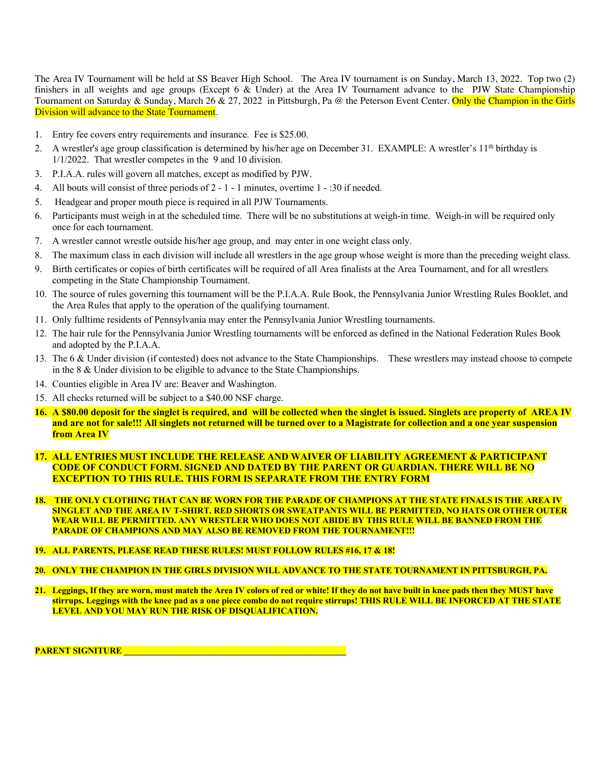The Area IV Tournament will be held at SS Beaver High School. The Area IV tournament is on Sunday, March 13, 2022. Top two (2) finishers in all weights and age groups (Except 6 & Under) at the Area IV Tournament advance to the PJW State Championship Tournament on Saturday & Sunday, March 26 & 27, 2022 in Pittsburgh, Pa @ the Peterson Event Center. Only the Champion in the Girls Division will advance to the State Tournament.

1. Entry fee covers entry requirements and insurance. Fee is $25.00.
2. A wrestler's age group classification is determined by his/her age on December 31. EXAMPLE: A wrestler's 11th birthday is 1/1/2022. That wrestler competes in the 9 and 10 division.
3. P.I.A.A. rules will govern all matches, except as modified by PJW.
4. All bouts will consist of three periods of 2 - 1 - 1 minutes, overtime 1 - :30 if needed.
5. Headgear and proper mouth piece is required in all PJW Tournaments.
6. Participants must weigh in at the scheduled time. There will be no substitutions at weigh-in time. Weigh-in will be required only once for each tournament.
7. A wrestler cannot wrestle outside his/her age group, and may enter in one weight class only.
8. The maximum class in each division will include all wrestlers in the age group whose weight is more than the preceding weight class.
9. Birth certificates or copies of birth certificates will be required of all Area finalists at the Area Tournament, and for all wrestlers competing in the State Championship Tournament.
10. The source of rules governing this tournament will be the P.I.A.A. Rule Book, the Pennsylvania Junior Wrestling Rules Booklet, and the Area Rules that apply to the operation of the qualifying tournament.
11. Only fulltime residents of Pennsylvania may enter the Pennsylvania Junior Wrestling tournaments.
12. The hair rule for the Pennsylvania Junior Wrestling tournaments will be enforced as defined in the National Federation Rules Book and adopted by the P.I.A.A.
13. The 6 & Under division (if contested) does not advance to the State Championships. These wrestlers may instead choose to compete in the 8 & Under division to be eligible to advance to the State Championships.
14. Counties eligible in Area IV are: Beaver and Washington.
15. All checks returned will be subject to a $40.00 NSF charge.
16. **A $80.00 deposit for the singlet is required, and will be collected when the singlet is issued. Singlets are property of AREA IV and are not for sale!!! All singlets not returned will be turned over to a Magistrate for collection and a one year suspension from Area IV**
17. **ALL ENTRIES MUST INCLUDE THE RELEASE AND WAIVER OF LIABILITY AGREEMENT & PARTICIPANT CODE OF CONDUCT FORM. SIGNED AND DATED BY THE PARENT OR GUARDIAN. THERE WILL BE NO EXCEPTION TO THIS RULE. THIS FORM IS SEPARATE FROM THE ENTRY FORM**
18. **THE ONLY CLOTHING THAT CAN BE WORN FOR THE PARADE OF CHAMPIONS AT THE STATE FINALS IS THE AREA IV SINGLET AND THE AREA IV T-SHIRT. RED SHORTS OR SWEATPANTS WILL BE PERMITTED, NO HATS OR OTHER OUTER WEAR WILL BE PERMITTED. ANY WRESTLER WHO DOES NOT ABIDE BY THIS RULE WILL BE BANNED FROM THE PARADE OF CHAMPIONS AND MAY ALSO BE REMOVED FROM THE TOURNAMENT!!!**
19. **ALL PARENTS, PLEASE READ THESE RULES! MUST FOLLOW RULES #16, 17 & 18!**
20. **ONLY THE CHAMPION IN THE GIRLS DIVISION WILL ADVANCE TO THE STATE TOURNAMENT IN PITTSBURGH, PA.**
21. **Leggings, If they are worn, must match the Area IV colors of red or white! If they do not have built in knee pads then they MUST have stirrups. Leggings with the knee pad as a one piece combo do not require stirrups! THIS RULE WILL BE INFORCED AT THE STATE LEVEL AND YOU MAY RUN THE RISK OF DISQUALIFICATION.**

**PARENT SIGNITURE ________________________________________________**